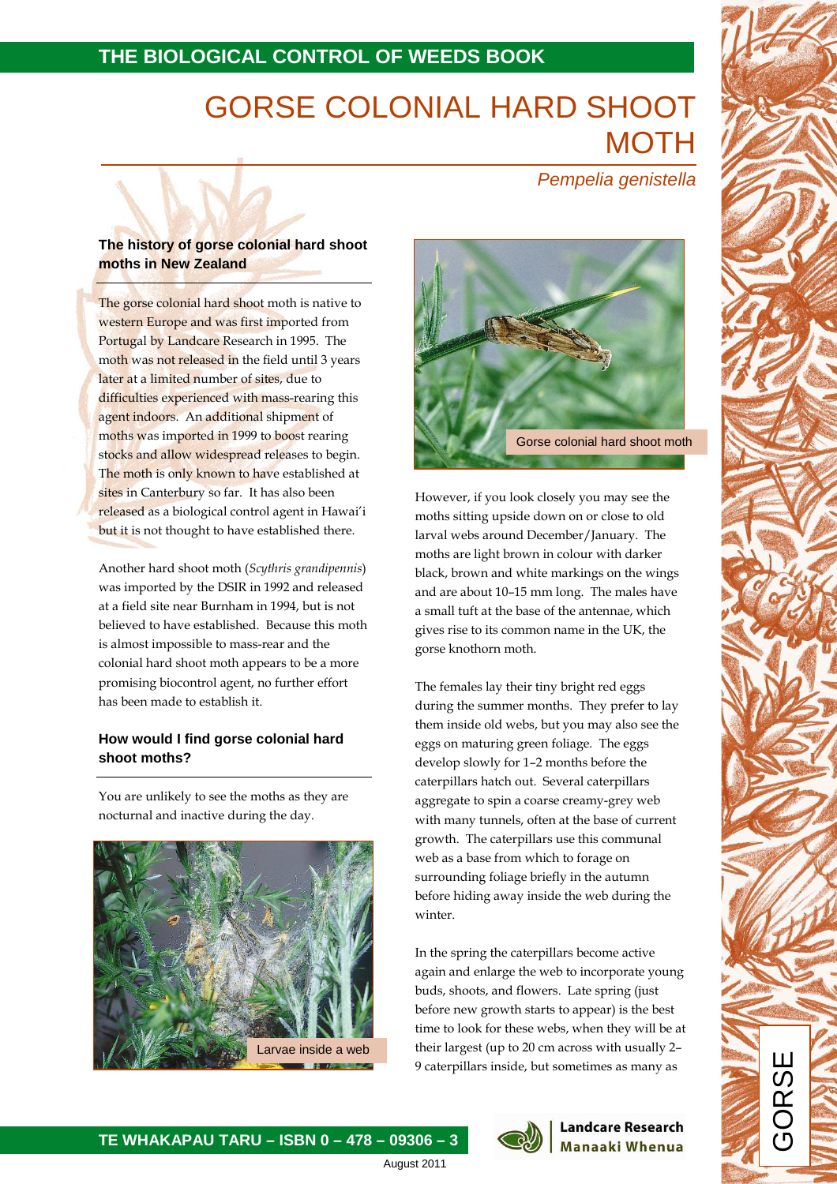THE BIOLOGICAL CONTROL OF WEEDS BOOK

# GORSE COLONIAL HARD SHOOT MOTH

*Pempelia genistella*

### The history of gorse colonial hard shoot moths in New Zealand

The gorse colonial hard shoot moth is native to western Europe and was first imported from Portugal by Landcare Research in 1995. The moth was not released in the field until 3 years later at a limited number of sites, due to difficulties experienced with mass-rearing this agent indoors. An additional shipment of moths was imported in 1999 to boost rearing stocks and allow widespread releases to begin. The moth is only known to have established at sites in Canterbury so far. It has also been released as a biological control agent in Hawai'i but it is not thought to have established there.

Another hard shoot moth (*Scythris grandipennis*) was imported by the DSIR in 1992 and released at a field site near Burnham in 1994, but is not believed to have established. Because this moth is almost impossible to mass-rear and the colonial hard shoot moth appears to be a more promising biocontrol agent, no further effort has been made to establish it.

### How would I find gorse colonial hard shoot moths?

You are unlikely to see the moths as they are nocturnal and inactive during the day.

Larvae inside a web

Gorse colonial hard shoot moth

However, if you look closely you may see the moths sitting upside down on or close to old larval webs around December/January. The moths are light brown in colour with darker black, brown and white markings on the wings and are about 10–15 mm long. The males have a small tuft at the base of the antennae, which gives rise to its common name in the UK, the gorse knothorn moth.

The females lay their tiny bright red eggs during the summer months. They prefer to lay them inside old webs, but you may also see the eggs on maturing green foliage. The eggs develop slowly for 1–2 months before the caterpillars hatch out. Several caterpillars aggregate to spin a coarse creamy-grey web with many tunnels, often at the base of current growth. The caterpillars use this communal web as a base from which to forage on surrounding foliage briefly in the autumn before hiding away inside the web during the winter.

In the spring the caterpillars become active again and enlarge the web to incorporate young buds, shoots, and flowers. Late spring (just before new growth starts to appear) is the best time to look for these webs, when they will be at their largest (up to 20 cm across with usually 2–9 caterpillars inside, but sometimes as many as

TE WHAKAPAU TARU – ISBN 0 – 478 – 09306 – 3

August 2011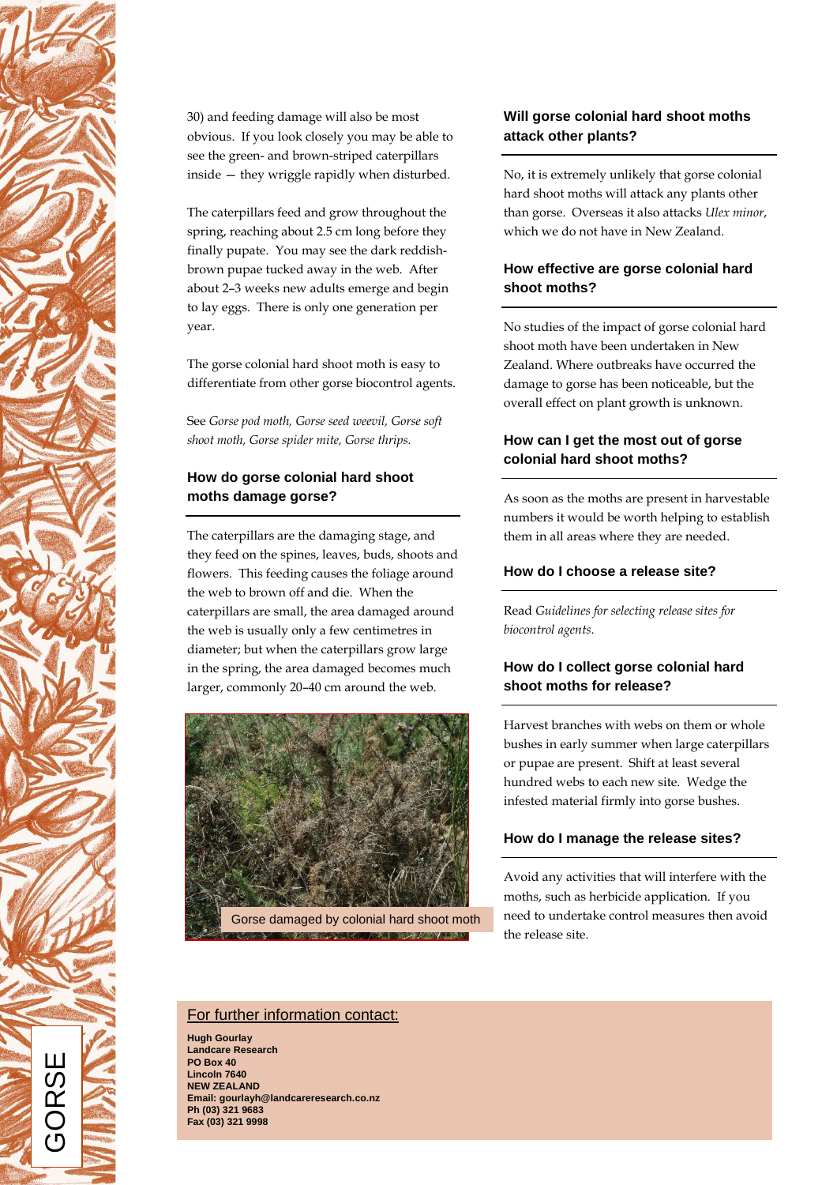30) and feeding damage will also be most obvious. If you look closely you may be able to see the green- and brown-striped caterpillars inside — they wriggle rapidly when disturbed.

The caterpillars feed and grow throughout the spring, reaching about 2.5 cm long before they finally pupate. You may see the dark reddish-brown pupae tucked away in the web. After about 2–3 weeks new adults emerge and begin to lay eggs. There is only one generation per year.

The gorse colonial hard shoot moth is easy to differentiate from other gorse biocontrol agents.

See *Gorse pod moth, Gorse seed weevil, Gorse soft shoot moth, Gorse spider mite, Gorse thrips.*

## How do gorse colonial hard shoot moths damage gorse?

The caterpillars are the damaging stage, and they feed on the spines, leaves, buds, shoots and flowers. This feeding causes the foliage around the web to brown off and die. When the caterpillars are small, the area damaged around the web is usually only a few centimetres in diameter; but when the caterpillars grow large in the spring, the area damaged becomes much larger, commonly 20–40 cm around the web.

Gorse damaged by colonial hard shoot moth

## Will gorse colonial hard shoot moths attack other plants?

No, it is extremely unlikely that gorse colonial hard shoot moths will attack any plants other than gorse. Overseas it also attacks *Ulex minor*, which we do not have in New Zealand.

## How effective are gorse colonial hard shoot moths?

No studies of the impact of gorse colonial hard shoot moth have been undertaken in New Zealand. Where outbreaks have occurred the damage to gorse has been noticeable, but the overall effect on plant growth is unknown.

## How can I get the most out of gorse colonial hard shoot moths?

As soon as the moths are present in harvestable numbers it would be worth helping to establish them in all areas where they are needed.

## How do I choose a release site?

Read *Guidelines for selecting release sites for biocontrol agents.*

## How do I collect gorse colonial hard shoot moths for release?

Harvest branches with webs on them or whole bushes in early summer when large caterpillars or pupae are present. Shift at least several hundred webs to each new site. Wedge the infested material firmly into gorse bushes.

## How do I manage the release sites?

Avoid any activities that will interfere with the moths, such as herbicide application. If you need to undertake control measures then avoid the release site.

For further information contact:

**Hugh Gourlay**
**Landcare Research**
**PO Box 40**
**Lincoln 7640**
**NEW ZEALAND**
**Email: gourlayh@landcareresearch.co.nz**
**Ph (03) 321 9683**
**Fax (03) 321 9998**